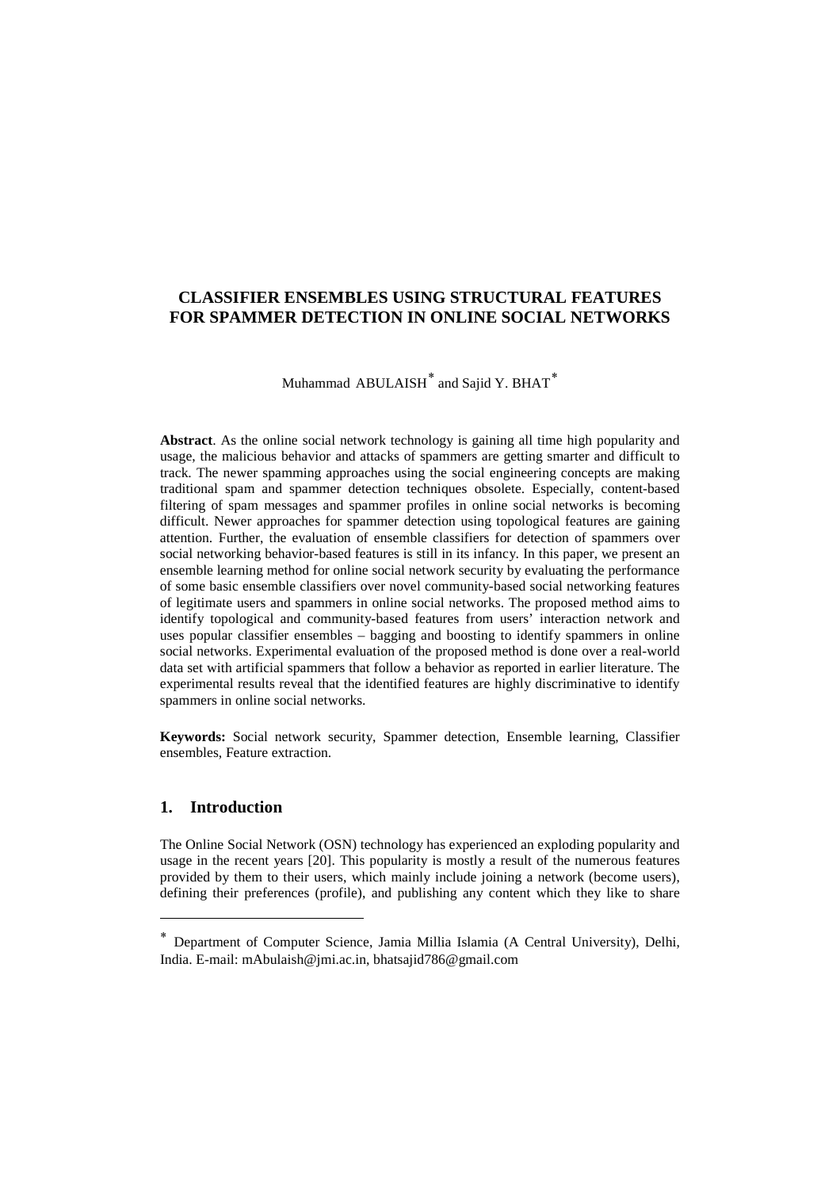# CLASSIFIER ENSEMBLES USING STRUCTURAL FEATURES FOR SPAMMER DETECTION IN ONLINE SOCIAL NETWORKS

Muhammad ABULAISH[*] and Sajid Y. BHAT[*]

**Abstract**. As the online social network technology is gaining all time high popularity and usage, the malicious behavior and attacks of spammers are getting smarter and difficult to track. The newer spamming approaches using the social engineering concepts are making traditional spam and spammer detection techniques obsolete. Especially, content-based filtering of spam messages and spammer profiles in online social networks is becoming difficult. Newer approaches for spammer detection using topological features are gaining attention. Further, the evaluation of ensemble classifiers for detection of spammers over social networking behavior-based features is still in its infancy. In this paper, we present an ensemble learning method for online social network security by evaluating the performance of some basic ensemble classifiers over novel community-based social networking features of legitimate users and spammers in online social networks. The proposed method aims to identify topological and community-based features from users' interaction network and uses popular classifier ensembles – bagging and boosting to identify spammers in online social networks. Experimental evaluation of the proposed method is done over a real-world data set with artificial spammers that follow a behavior as reported in earlier literature. The experimental results reveal that the identified features are highly discriminative to identify spammers in online social networks.

**Keywords:** Social network security, Spammer detection, Ensemble learning, Classifier ensembles, Feature extraction.

## 1. Introduction

The Online Social Network (OSN) technology has experienced an exploding popularity and usage in the recent years [20]. This popularity is mostly a result of the numerous features provided by them to their users, which mainly include joining a network (become users), defining their preferences (profile), and publishing any content which they like to share

[*] Department of Computer Science, Jamia Millia Islamia (A Central University), Delhi, India. E-mail: mAbulaish@jmi.ac.in, bhatsajid786@gmail.com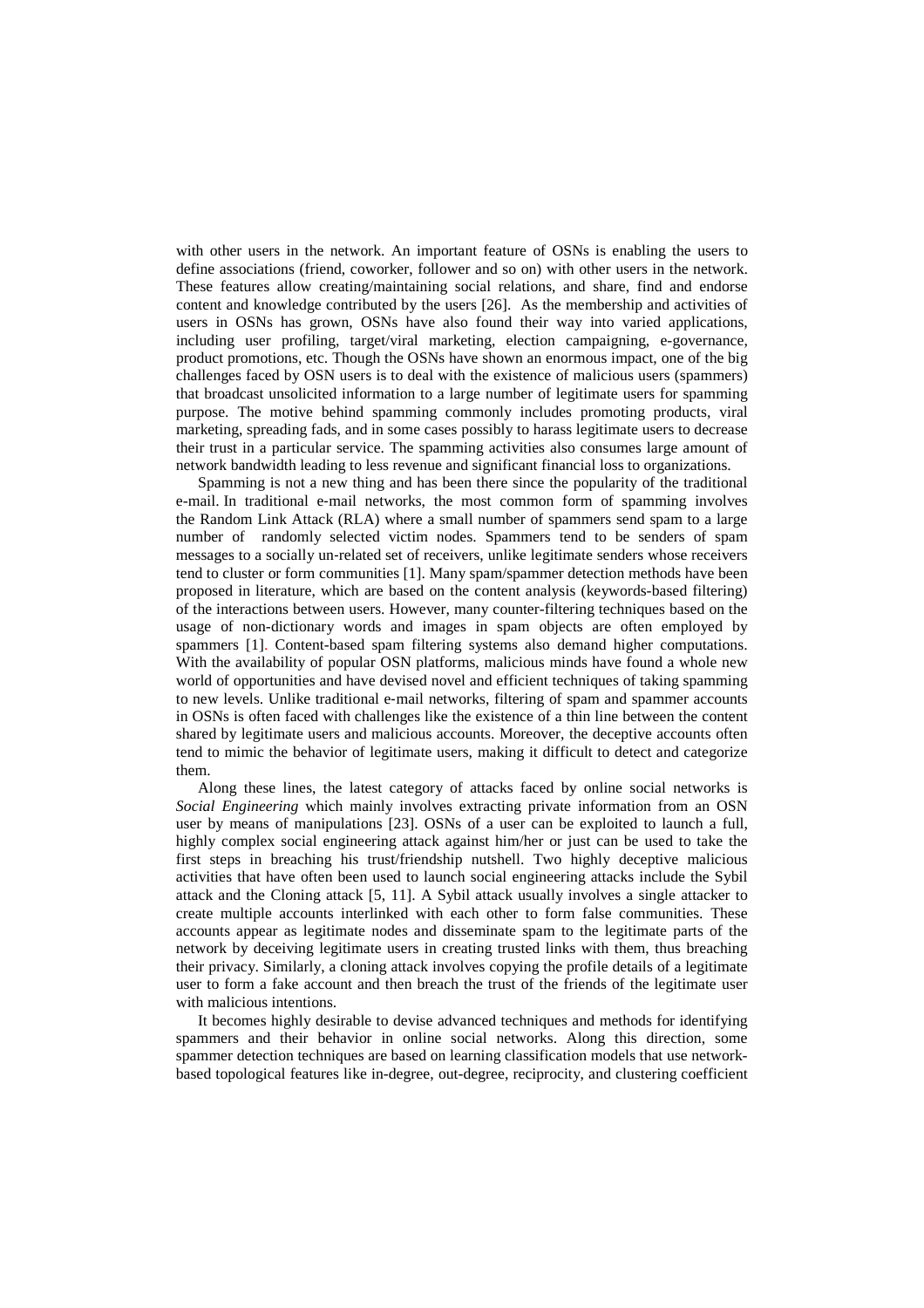with other users in the network. An important feature of OSNs is enabling the users to define associations (friend, coworker, follower and so on) with other users in the network. These features allow creating/maintaining social relations, and share, find and endorse content and knowledge contributed by the users [26]. As the membership and activities of users in OSNs has grown, OSNs have also found their way into varied applications, including user profiling, target/viral marketing, election campaigning, e-governance, product promotions, etc. Though the OSNs have shown an enormous impact, one of the big challenges faced by OSN users is to deal with the existence of malicious users (spammers) that broadcast unsolicited information to a large number of legitimate users for spamming purpose. The motive behind spamming commonly includes promoting products, viral marketing, spreading fads, and in some cases possibly to harass legitimate users to decrease their trust in a particular service. The spamming activities also consumes large amount of network bandwidth leading to less revenue and significant financial loss to organizations.

Spamming is not a new thing and has been there since the popularity of the traditional e-mail. In traditional e-mail networks, the most common form of spamming involves the Random Link Attack (RLA) where a small number of spammers send spam to a large number of randomly selected victim nodes. Spammers tend to be senders of spam messages to a socially un-related set of receivers, unlike legitimate senders whose receivers tend to cluster or form communities [1]. Many spam/spammer detection methods have been proposed in literature, which are based on the content analysis (keywords-based filtering) of the interactions between users. However, many counter-filtering techniques based on the usage of non-dictionary words and images in spam objects are often employed by spammers [1]. Content-based spam filtering systems also demand higher computations. With the availability of popular OSN platforms, malicious minds have found a whole new world of opportunities and have devised novel and efficient techniques of taking spamming to new levels. Unlike traditional e-mail networks, filtering of spam and spammer accounts in OSNs is often faced with challenges like the existence of a thin line between the content shared by legitimate users and malicious accounts. Moreover, the deceptive accounts often tend to mimic the behavior of legitimate users, making it difficult to detect and categorize them.

Along these lines, the latest category of attacks faced by online social networks is *Social Engineering* which mainly involves extracting private information from an OSN user by means of manipulations [23]. OSNs of a user can be exploited to launch a full, highly complex social engineering attack against him/her or just can be used to take the first steps in breaching his trust/friendship nutshell. Two highly deceptive malicious activities that have often been used to launch social engineering attacks include the Sybil attack and the Cloning attack [5, 11]. A Sybil attack usually involves a single attacker to create multiple accounts interlinked with each other to form false communities. These accounts appear as legitimate nodes and disseminate spam to the legitimate parts of the network by deceiving legitimate users in creating trusted links with them, thus breaching their privacy. Similarly, a cloning attack involves copying the profile details of a legitimate user to form a fake account and then breach the trust of the friends of the legitimate user with malicious intentions.

It becomes highly desirable to devise advanced techniques and methods for identifying spammers and their behavior in online social networks. Along this direction, some spammer detection techniques are based on learning classification models that use network-based topological features like in-degree, out-degree, reciprocity, and clustering coefficient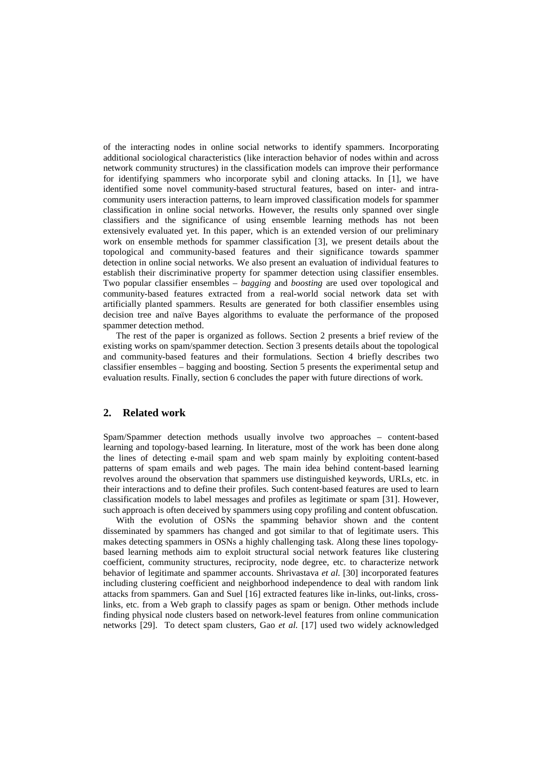of the interacting nodes in online social networks to identify spammers. Incorporating additional sociological characteristics (like interaction behavior of nodes within and across network community structures) in the classification models can improve their performance for identifying spammers who incorporate sybil and cloning attacks. In [1], we have identified some novel community-based structural features, based on inter- and intra-community users interaction patterns, to learn improved classification models for spammer classification in online social networks. However, the results only spanned over single classifiers and the significance of using ensemble learning methods has not been extensively evaluated yet. In this paper, which is an extended version of our preliminary work on ensemble methods for spammer classification [3], we present details about the topological and community-based features and their significance towards spammer detection in online social networks. We also present an evaluation of individual features to establish their discriminative property for spammer detection using classifier ensembles. Two popular classifier ensembles – *bagging* and *boosting* are used over topological and community-based features extracted from a real-world social network data set with artificially planted spammers. Results are generated for both classifier ensembles using decision tree and naïve Bayes algorithms to evaluate the performance of the proposed spammer detection method.

The rest of the paper is organized as follows. Section 2 presents a brief review of the existing works on spam/spammer detection. Section 3 presents details about the topological and community-based features and their formulations. Section 4 briefly describes two classifier ensembles – bagging and boosting. Section 5 presents the experimental setup and evaluation results. Finally, section 6 concludes the paper with future directions of work.

## 2. Related work

Spam/Spammer detection methods usually involve two approaches – content-based learning and topology-based learning. In literature, most of the work has been done along the lines of detecting e-mail spam and web spam mainly by exploiting content-based patterns of spam emails and web pages. The main idea behind content-based learning revolves around the observation that spammers use distinguished keywords, URLs, etc. in their interactions and to define their profiles. Such content-based features are used to learn classification models to label messages and profiles as legitimate or spam [31]. However, such approach is often deceived by spammers using copy profiling and content obfuscation.

With the evolution of OSNs the spamming behavior shown and the content disseminated by spammers has changed and got similar to that of legitimate users. This makes detecting spammers in OSNs a highly challenging task. Along these lines topology-based learning methods aim to exploit structural social network features like clustering coefficient, community structures, reciprocity, node degree, etc. to characterize network behavior of legitimate and spammer accounts. Shrivastava *et al.* [30] incorporated features including clustering coefficient and neighborhood independence to deal with random link attacks from spammers. Gan and Suel [16] extracted features like in-links, out-links, cross-links, etc. from a Web graph to classify pages as spam or benign. Other methods include finding physical node clusters based on network-level features from online communication networks [29]. To detect spam clusters, Gao *et al.* [17] used two widely acknowledged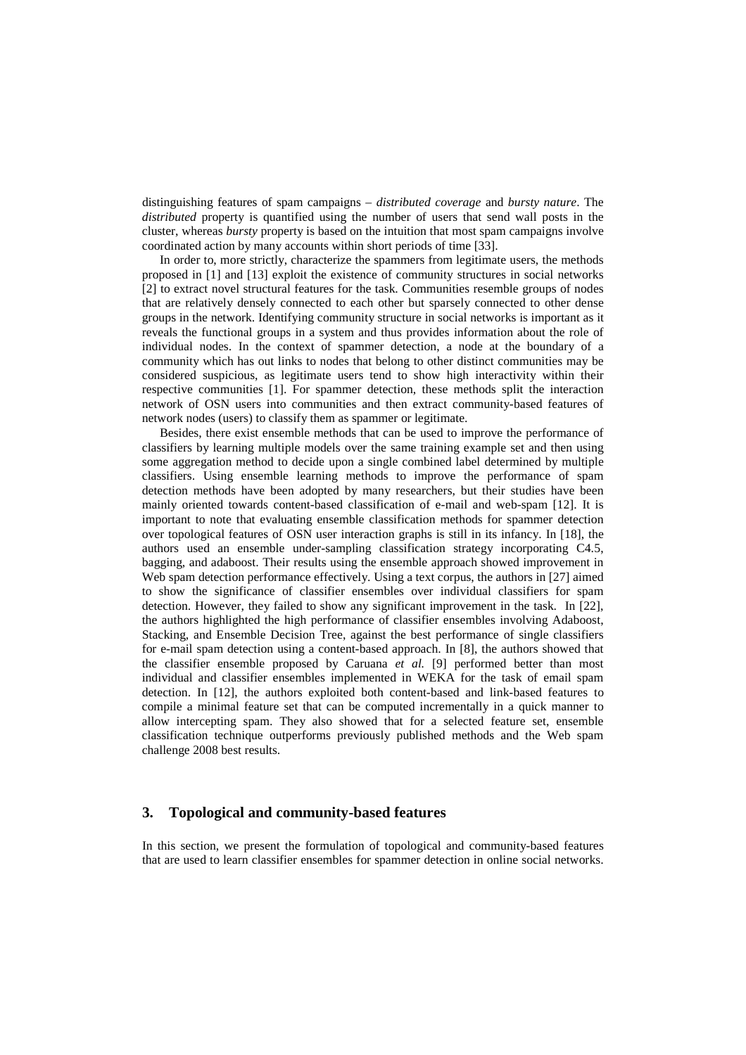distinguishing features of spam campaigns – *distributed coverage* and *bursty nature*. The *distributed* property is quantified using the number of users that send wall posts in the cluster, whereas *bursty* property is based on the intuition that most spam campaigns involve coordinated action by many accounts within short periods of time [33].

In order to, more strictly, characterize the spammers from legitimate users, the methods proposed in [1] and [13] exploit the existence of community structures in social networks [2] to extract novel structural features for the task. Communities resemble groups of nodes that are relatively densely connected to each other but sparsely connected to other dense groups in the network. Identifying community structure in social networks is important as it reveals the functional groups in a system and thus provides information about the role of individual nodes. In the context of spammer detection, a node at the boundary of a community which has out links to nodes that belong to other distinct communities may be considered suspicious, as legitimate users tend to show high interactivity within their respective communities [1]. For spammer detection, these methods split the interaction network of OSN users into communities and then extract community-based features of network nodes (users) to classify them as spammer or legitimate.

Besides, there exist ensemble methods that can be used to improve the performance of classifiers by learning multiple models over the same training example set and then using some aggregation method to decide upon a single combined label determined by multiple classifiers. Using ensemble learning methods to improve the performance of spam detection methods have been adopted by many researchers, but their studies have been mainly oriented towards content-based classification of e-mail and web-spam [12]. It is important to note that evaluating ensemble classification methods for spammer detection over topological features of OSN user interaction graphs is still in its infancy. In [18], the authors used an ensemble under-sampling classification strategy incorporating C4.5, bagging, and adaboost. Their results using the ensemble approach showed improvement in Web spam detection performance effectively. Using a text corpus, the authors in [27] aimed to show the significance of classifier ensembles over individual classifiers for spam detection. However, they failed to show any significant improvement in the task. In [22], the authors highlighted the high performance of classifier ensembles involving Adaboost, Stacking, and Ensemble Decision Tree, against the best performance of single classifiers for e-mail spam detection using a content-based approach. In [8], the authors showed that the classifier ensemble proposed by Caruana *et al.* [9] performed better than most individual and classifier ensembles implemented in WEKA for the task of email spam detection. In [12], the authors exploited both content-based and link-based features to compile a minimal feature set that can be computed incrementally in a quick manner to allow intercepting spam. They also showed that for a selected feature set, ensemble classification technique outperforms previously published methods and the Web spam challenge 2008 best results.

## 3. Topological and community-based features

In this section, we present the formulation of topological and community-based features that are used to learn classifier ensembles for spammer detection in online social networks.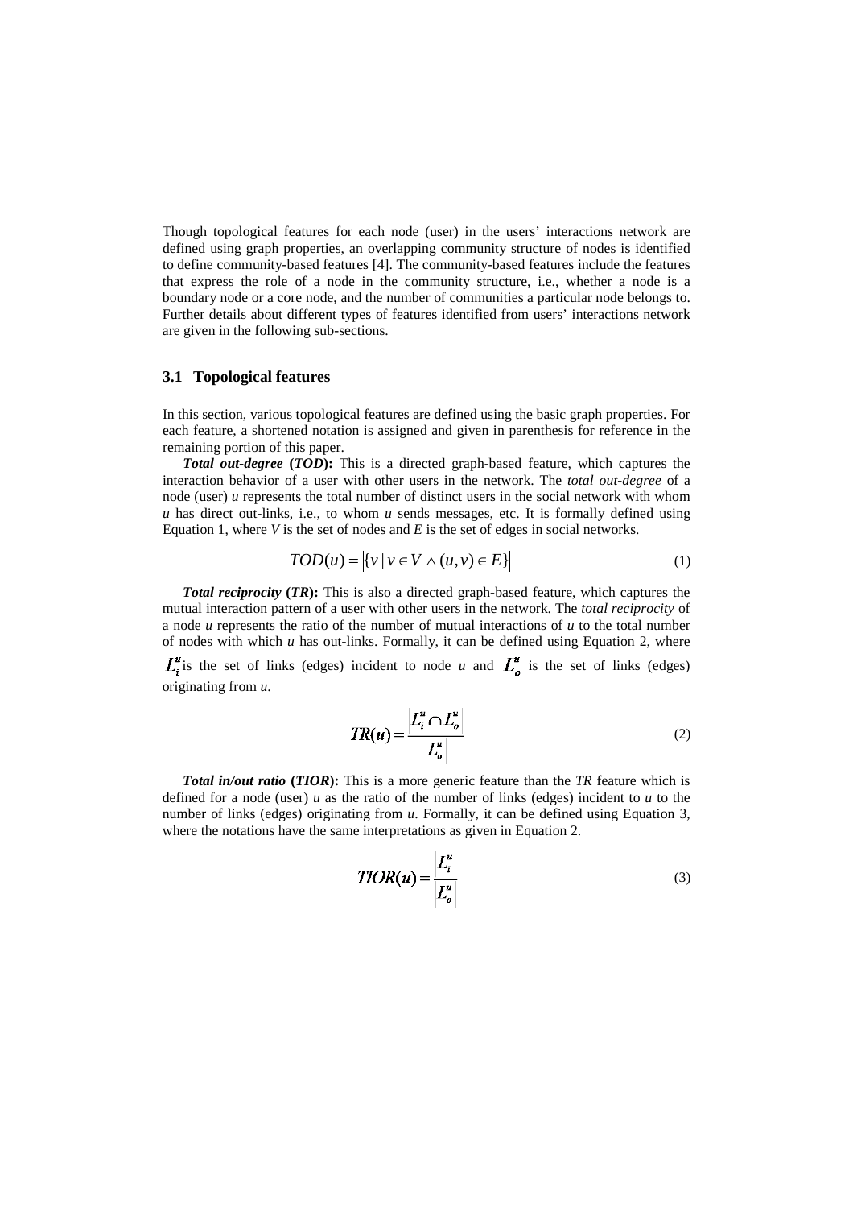Though topological features for each node (user) in the users' interactions network are defined using graph properties, an overlapping community structure of nodes is identified to define community-based features [4]. The community-based features include the features that express the role of a node in the community structure, i.e., whether a node is a boundary node or a core node, and the number of communities a particular node belongs to. Further details about different types of features identified from users' interactions network are given in the following sub-sections.

### 3.1 Topological features

In this section, various topological features are defined using the basic graph properties. For each feature, a shortened notation is assigned and given in parenthesis for reference in the remaining portion of this paper.

***Total out-degree* (*TOD*):** This is a directed graph-based feature, which captures the interaction behavior of a user with other users in the network. The *total out-degree* of a node (user) *u* represents the total number of distinct users in the social network with whom *u* has direct out-links, i.e., to whom *u* sends messages, etc. It is formally defined using Equation 1, where *V* is the set of nodes and *E* is the set of edges in social networks.

$$TOD(u) = \left|\{v \mid v \in V \wedge (u,v) \in E\}\right| \tag{1}$$

***Total reciprocity* (*TR*):** This is also a directed graph-based feature, which captures the mutual interaction pattern of a user with other users in the network. The *total reciprocity* of a node *u* represents the ratio of the number of mutual interactions of *u* to the total number of nodes with which *u* has out-links. Formally, it can be defined using Equation 2, where $L_i^u$ is the set of links (edges) incident to node *u* and $L_o^u$ is the set of links (edges) originating from *u*.

$$TR(u) = \frac{\left|L_i^u \cap L_o^u\right|}{\left|L_o^u\right|} \tag{2}$$

***Total in/out ratio* (*TIOR*):** This is a more generic feature than the *TR* feature which is defined for a node (user) *u* as the ratio of the number of links (edges) incident to *u* to the number of links (edges) originating from *u*. Formally, it can be defined using Equation 3, where the notations have the same interpretations as given in Equation 2.

$$TIOR(u) = \frac{\left|L_i^u\right|}{\left|L_o^u\right|} \tag{3}$$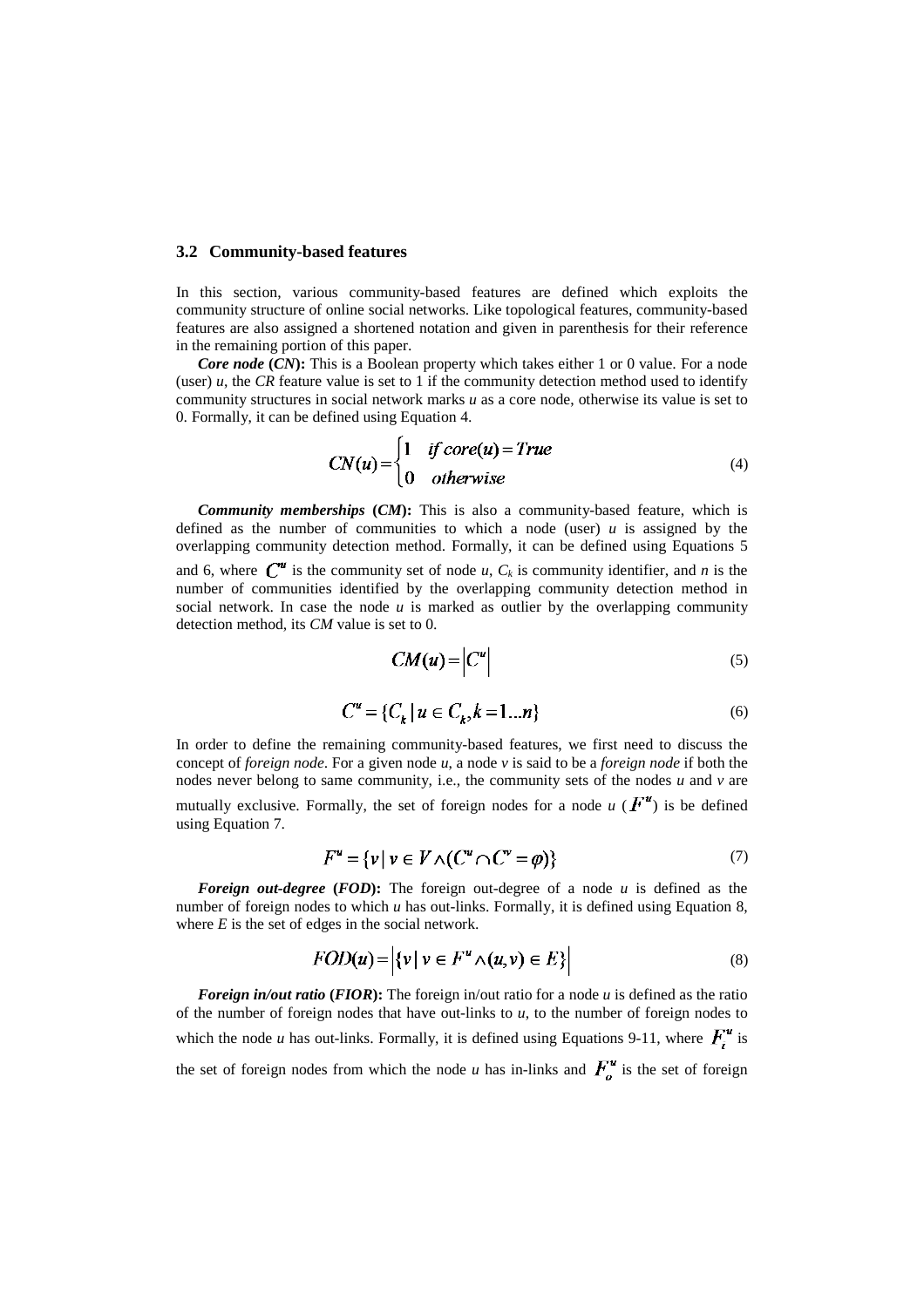### 3.2 Community-based features

In this section, various community-based features are defined which exploits the community structure of online social networks. Like topological features, community-based features are also assigned a shortened notation and given in parenthesis for their reference in the remaining portion of this paper.

***Core node* (*CN*):** This is a Boolean property which takes either 1 or 0 value. For a node (user) $u$, the *CR* feature value is set to 1 if the community detection method used to identify community structures in social network marks $u$ as a core node, otherwise its value is set to 0. Formally, it can be defined using Equation 4.

$$CN(u) = \begin{cases} 1 & \text{if } core(u) = True \\ 0 & \text{otherwise} \end{cases} \tag{4}$$

***Community memberships* (*CM*):** This is also a community-based feature, which is defined as the number of communities to which a node (user) $u$ is assigned by the overlapping community detection method. Formally, it can be defined using Equations 5 and 6, where $C^u$ is the community set of node $u$, $C_k$ is community identifier, and $n$ is the number of communities identified by the overlapping community detection method in social network. In case the node $u$ is marked as outlier by the overlapping community detection method, its *CM* value is set to 0.

$$CM(u) = \left| C^u \right| \tag{5}$$

$$C^u = \{ C_k \mid u \in C_k, k = 1 \ldots n \} \tag{6}$$

In order to define the remaining community-based features, we first need to discuss the concept of *foreign node*. For a given node $u$, a node $v$ is said to be a *foreign node* if both the nodes never belong to same community, i.e., the community sets of the nodes $u$ and $v$ are mutually exclusive. Formally, the set of foreign nodes for a node $u$ ($F^u$) is be defined using Equation 7.

$$F^u = \{ v \mid v \in V \wedge (C^u \cap C^v = \varphi) \} \tag{7}$$

***Foreign out-degree* (*FOD*):** The foreign out-degree of a node $u$ is defined as the number of foreign nodes to which $u$ has out-links. Formally, it is defined using Equation 8, where $E$ is the set of edges in the social network.

$$FOD(u) = \left| \{ v \mid v \in F^u \wedge (u, v) \in E \} \right| \tag{8}$$

***Foreign in/out ratio* (*FIOR*):** The foreign in/out ratio for a node $u$ is defined as the ratio of the number of foreign nodes that have out-links to $u$, to the number of foreign nodes to which the node $u$ has out-links. Formally, it is defined using Equations 9-11, where $F_i^u$ is the set of foreign nodes from which the node $u$ has in-links and $F_o^u$ is the set of foreign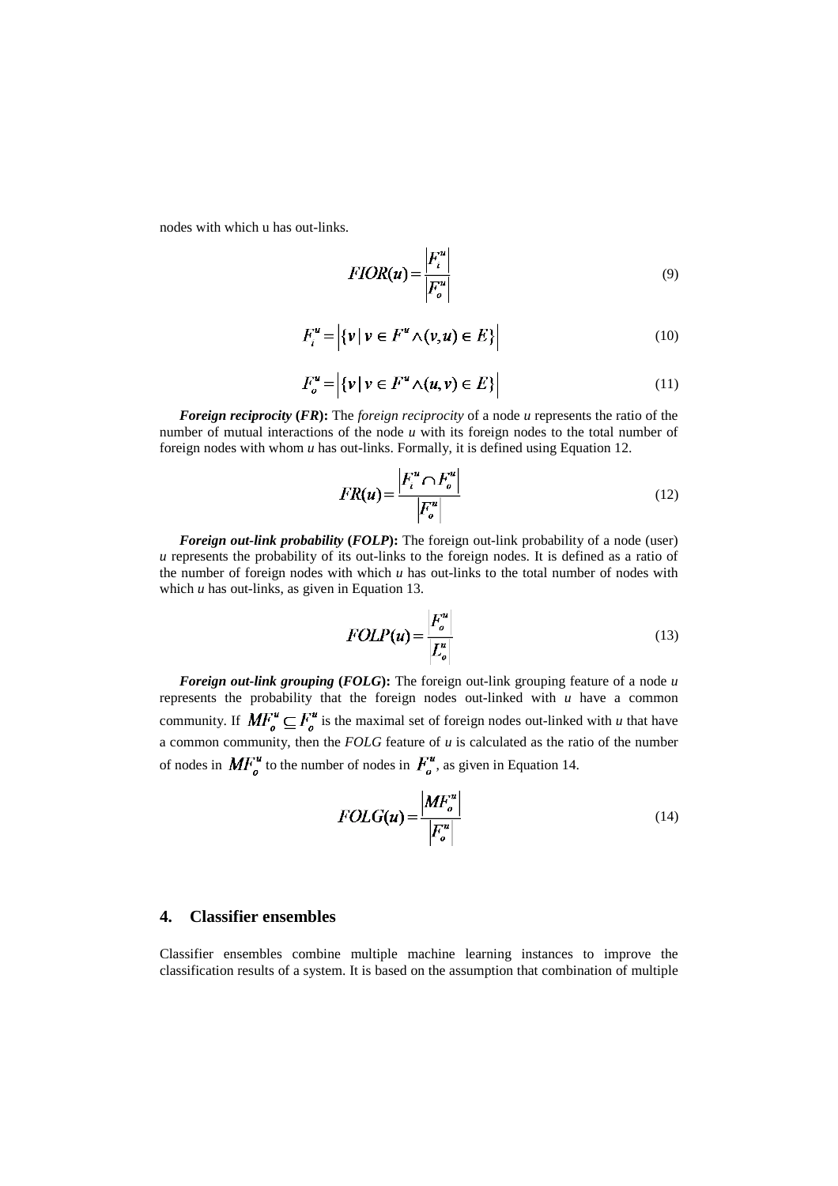nodes with which u has out-links.

$$FIOR(u) = \frac{\left|F_i^u\right|}{\left|F_o^u\right|} \tag{9}$$

$$F_i^u = \left|\{v \mid v \in F^u \wedge (v,u) \in E\}\right| \tag{10}$$

$$F_o^u = \left|\{v \mid v \in F^u \wedge (u,v) \in E\}\right| \tag{11}$$

***Foreign reciprocity* (*FR*):** The *foreign reciprocity* of a node *u* represents the ratio of the number of mutual interactions of the node *u* with its foreign nodes to the total number of foreign nodes with whom *u* has out-links. Formally, it is defined using Equation 12.

$$FR(u) = \frac{\left|F_i^u \cap F_o^u\right|}{\left|F_o^u\right|} \tag{12}$$

***Foreign out-link probability* (*FOLP*):** The foreign out-link probability of a node (user) *u* represents the probability of its out-links to the foreign nodes. It is defined as a ratio of the number of foreign nodes with which *u* has out-links to the total number of nodes with which *u* has out-links, as given in Equation 13.

$$FOLP(u) = \frac{\left|F_o^u\right|}{\left|L_o^u\right|} \tag{13}$$

***Foreign out-link grouping* (*FOLG*):** The foreign out-link grouping feature of a node *u* represents the probability that the foreign nodes out-linked with *u* have a common community. If $MF_o^u \subseteq F_o^u$ is the maximal set of foreign nodes out-linked with *u* that have a common community, then the *FOLG* feature of *u* is calculated as the ratio of the number of nodes in $MF_o^u$ to the number of nodes in $F_o^u$, as given in Equation 14.

$$FOLG(u) = \frac{\left|MF_o^u\right|}{\left|F_o^u\right|} \tag{14}$$

## 4. Classifier ensembles

Classifier ensembles combine multiple machine learning instances to improve the classification results of a system. It is based on the assumption that combination of multiple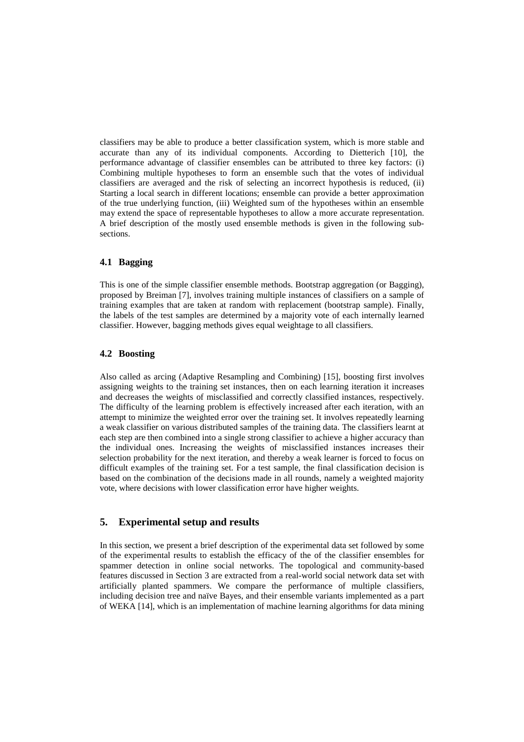classifiers may be able to produce a better classification system, which is more stable and accurate than any of its individual components. According to Dietterich [10], the performance advantage of classifier ensembles can be attributed to three key factors: (i) Combining multiple hypotheses to form an ensemble such that the votes of individual classifiers are averaged and the risk of selecting an incorrect hypothesis is reduced, (ii) Starting a local search in different locations; ensemble can provide a better approximation of the true underlying function, (iii) Weighted sum of the hypotheses within an ensemble may extend the space of representable hypotheses to allow a more accurate representation. A brief description of the mostly used ensemble methods is given in the following sub-sections.

### 4.1 Bagging

This is one of the simple classifier ensemble methods. Bootstrap aggregation (or Bagging), proposed by Breiman [7], involves training multiple instances of classifiers on a sample of training examples that are taken at random with replacement (bootstrap sample). Finally, the labels of the test samples are determined by a majority vote of each internally learned classifier. However, bagging methods gives equal weightage to all classifiers.

### 4.2 Boosting

Also called as arcing (Adaptive Resampling and Combining) [15], boosting first involves assigning weights to the training set instances, then on each learning iteration it increases and decreases the weights of misclassified and correctly classified instances, respectively. The difficulty of the learning problem is effectively increased after each iteration, with an attempt to minimize the weighted error over the training set. It involves repeatedly learning a weak classifier on various distributed samples of the training data. The classifiers learnt at each step are then combined into a single strong classifier to achieve a higher accuracy than the individual ones. Increasing the weights of misclassified instances increases their selection probability for the next iteration, and thereby a weak learner is forced to focus on difficult examples of the training set. For a test sample, the final classification decision is based on the combination of the decisions made in all rounds, namely a weighted majority vote, where decisions with lower classification error have higher weights.

## 5. Experimental setup and results

In this section, we present a brief description of the experimental data set followed by some of the experimental results to establish the efficacy of the of the classifier ensembles for spammer detection in online social networks. The topological and community-based features discussed in Section 3 are extracted from a real-world social network data set with artificially planted spammers. We compare the performance of multiple classifiers, including decision tree and naïve Bayes, and their ensemble variants implemented as a part of WEKA [14], which is an implementation of machine learning algorithms for data mining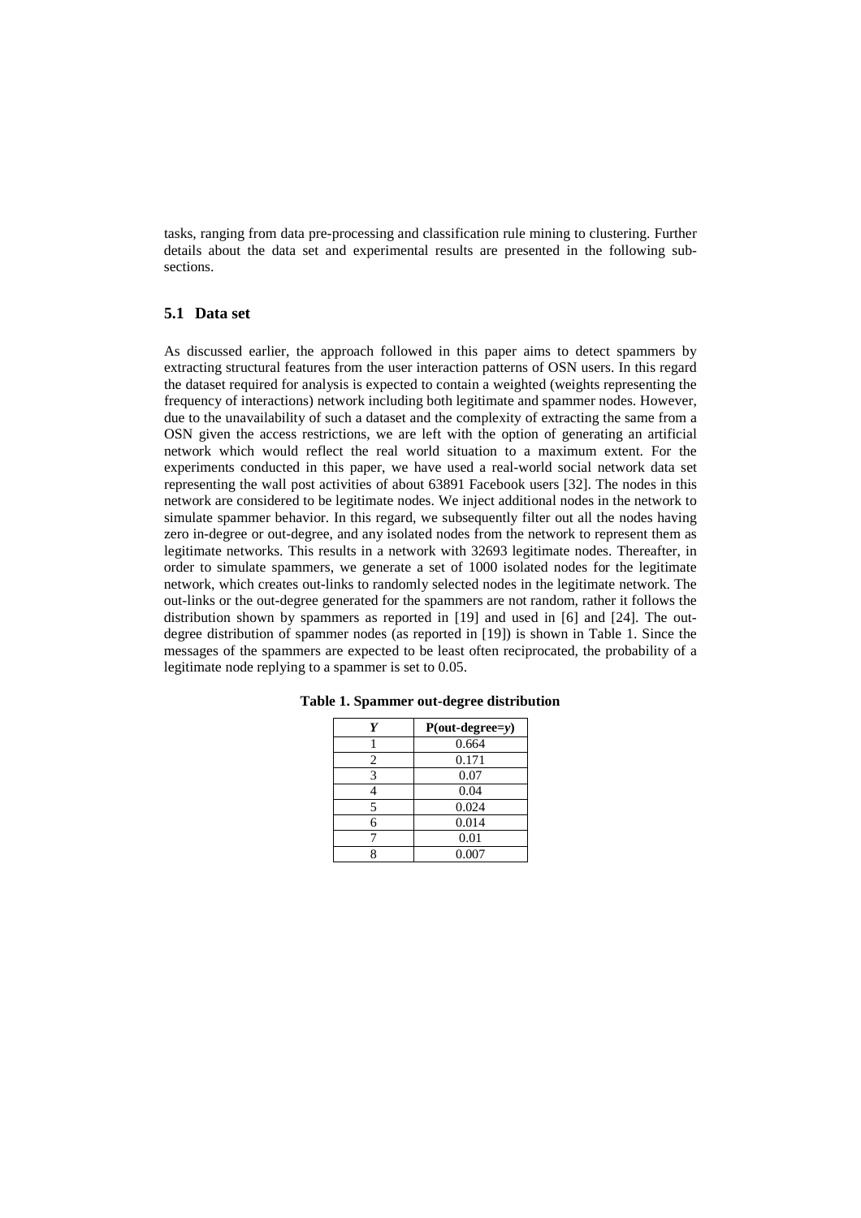tasks, ranging from data pre-processing and classification rule mining to clustering. Further details about the data set and experimental results are presented in the following sub-sections.

### 5.1 Data set

As discussed earlier, the approach followed in this paper aims to detect spammers by extracting structural features from the user interaction patterns of OSN users. In this regard the dataset required for analysis is expected to contain a weighted (weights representing the frequency of interactions) network including both legitimate and spammer nodes. However, due to the unavailability of such a dataset and the complexity of extracting the same from a OSN given the access restrictions, we are left with the option of generating an artificial network which would reflect the real world situation to a maximum extent. For the experiments conducted in this paper, we have used a real-world social network data set representing the wall post activities of about 63891 Facebook users [32]. The nodes in this network are considered to be legitimate nodes. We inject additional nodes in the network to simulate spammer behavior. In this regard, we subsequently filter out all the nodes having zero in-degree or out-degree, and any isolated nodes from the network to represent them as legitimate networks. This results in a network with 32693 legitimate nodes. Thereafter, in order to simulate spammers, we generate a set of 1000 isolated nodes for the legitimate network, which creates out-links to randomly selected nodes in the legitimate network. The out-links or the out-degree generated for the spammers are not random, rather it follows the distribution shown by spammers as reported in [19] and used in [6] and [24]. The out-degree distribution of spammer nodes (as reported in [19]) is shown in Table 1. Since the messages of the spammers are expected to be least often reciprocated, the probability of a legitimate node replying to a spammer is set to 0.05.

**Table 1. Spammer out-degree distribution**

| *Y* | P(out-degree=*y*) |
|---|---|
| 1 | 0.664 |
| 2 | 0.171 |
| 3 | 0.07 |
| 4 | 0.04 |
| 5 | 0.024 |
| 6 | 0.014 |
| 7 | 0.01 |
| 8 | 0.007 |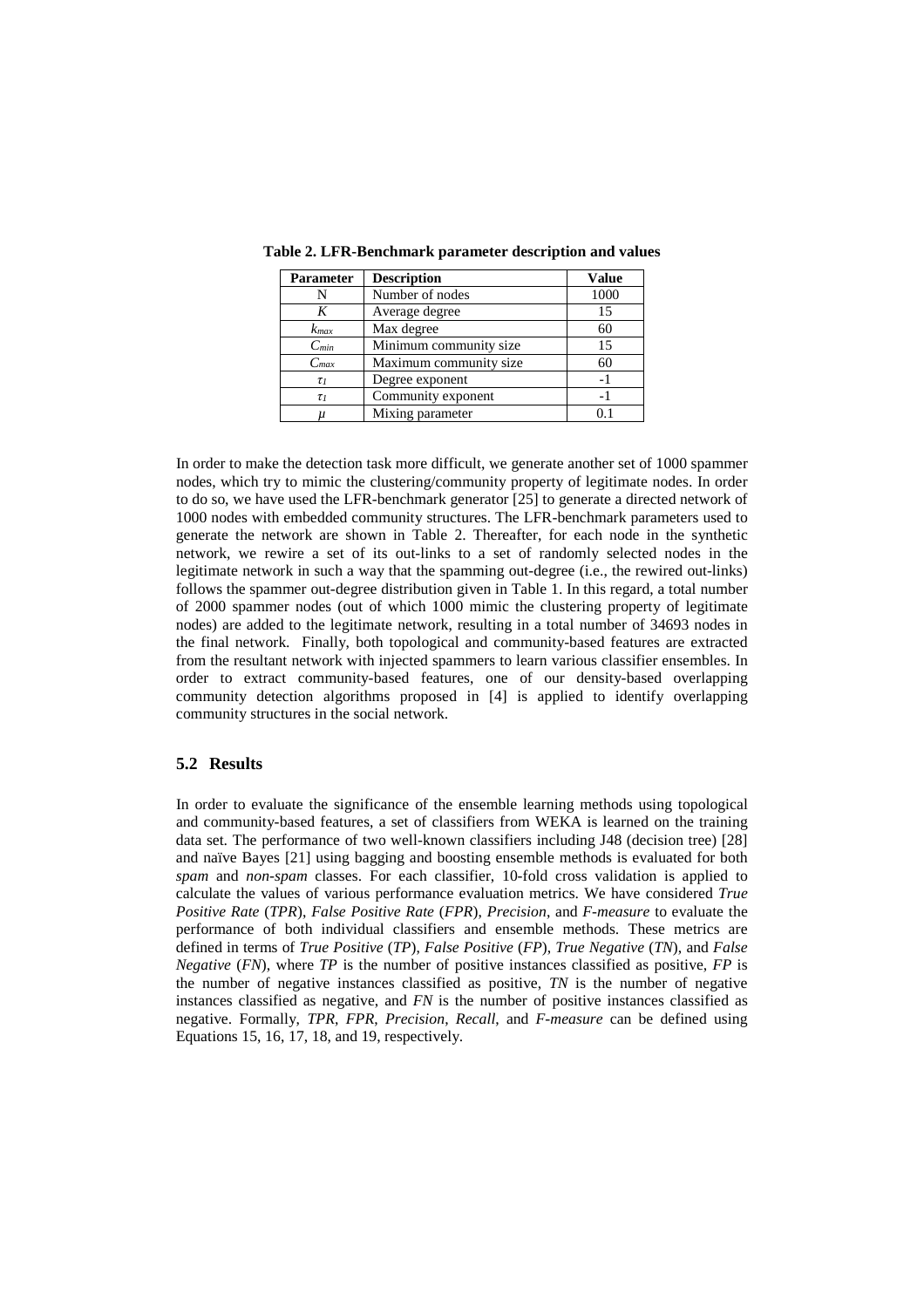**Table 2. LFR-Benchmark parameter description and values**

| Parameter | Description | Value |
|---|---|---|
| N | Number of nodes | 1000 |
| $K$ | Average degree | 15 |
| $k_{max}$ | Max degree | 60 |
| $C_{min}$ | Minimum community size | 15 |
| $C_{max}$ | Maximum community size | 60 |
| $\tau_1$ | Degree exponent | -1 |
| $\tau_1$ | Community exponent | -1 |
| $\mu$ | Mixing parameter | 0.1 |

In order to make the detection task more difficult, we generate another set of 1000 spammer nodes, which try to mimic the clustering/community property of legitimate nodes. In order to do so, we have used the LFR-benchmark generator [25] to generate a directed network of 1000 nodes with embedded community structures. The LFR-benchmark parameters used to generate the network are shown in Table 2. Thereafter, for each node in the synthetic network, we rewire a set of its out-links to a set of randomly selected nodes in the legitimate network in such a way that the spamming out-degree (i.e., the rewired out-links) follows the spammer out-degree distribution given in Table 1. In this regard, a total number of 2000 spammer nodes (out of which 1000 mimic the clustering property of legitimate nodes) are added to the legitimate network, resulting in a total number of 34693 nodes in the final network. Finally, both topological and community-based features are extracted from the resultant network with injected spammers to learn various classifier ensembles. In order to extract community-based features, one of our density-based overlapping community detection algorithms proposed in [4] is applied to identify overlapping community structures in the social network.

### 5.2 Results

In order to evaluate the significance of the ensemble learning methods using topological and community-based features, a set of classifiers from WEKA is learned on the training data set. The performance of two well-known classifiers including J48 (decision tree) [28] and naïve Bayes [21] using bagging and boosting ensemble methods is evaluated for both *spam* and *non-spam* classes. For each classifier, 10-fold cross validation is applied to calculate the values of various performance evaluation metrics. We have considered *True Positive Rate* (*TPR*), *False Positive Rate* (*FPR*), *Precision*, and *F-measure* to evaluate the performance of both individual classifiers and ensemble methods. These metrics are defined in terms of *True Positive* (*TP*), *False Positive* (*FP*), *True Negative* (*TN*), and *False Negative* (*FN*), where *TP* is the number of positive instances classified as positive, *FP* is the number of negative instances classified as positive, *TN* is the number of negative instances classified as negative, and *FN* is the number of positive instances classified as negative. Formally, *TPR*, *FPR*, *Precision*, *Recall*, and *F-measure* can be defined using Equations 15, 16, 17, 18, and 19, respectively.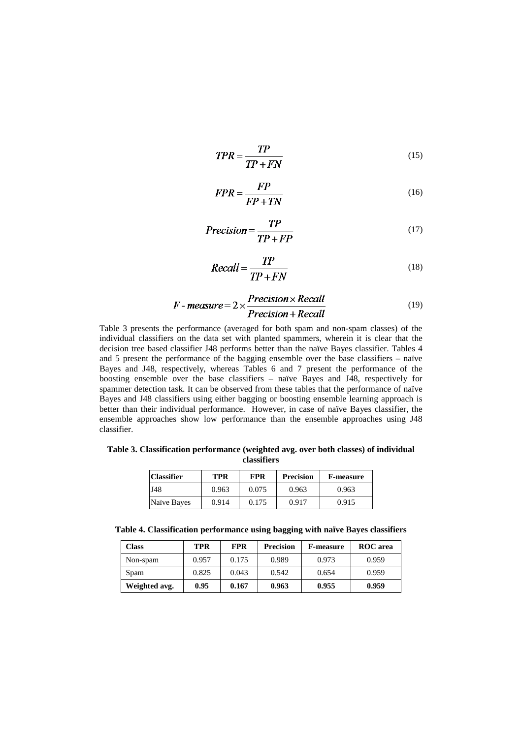$$TPR = \frac{TP}{TP + FN} \tag{15}$$

$$FPR = \frac{FP}{FP + TN} \tag{16}$$

$$Precision = \frac{TP}{TP + FP} \tag{17}$$

$$Recall = \frac{TP}{TP + FN} \tag{18}$$

$$F\text{-}measure = 2 \times \frac{Precision \times Recall}{Precision + Recall} \tag{19}$$

Table 3 presents the performance (averaged for both spam and non-spam classes) of the individual classifiers on the data set with planted spammers, wherein it is clear that the decision tree based classifier J48 performs better than the naïve Bayes classifier. Tables 4 and 5 present the performance of the bagging ensemble over the base classifiers – naïve Bayes and J48, respectively, whereas Tables 6 and 7 present the performance of the boosting ensemble over the base classifiers – naïve Bayes and J48, respectively for spammer detection task. It can be observed from these tables that the performance of naïve Bayes and J48 classifiers using either bagging or boosting ensemble learning approach is better than their individual performance. However, in case of naïve Bayes classifier, the ensemble approaches show low performance than the ensemble approaches using J48 classifier.

**Table 3. Classification performance (weighted avg. over both classes) of individual classifiers**

| Classifier | TPR | FPR | Precision | F-measure |
|---|---|---|---|---|
| J48 | 0.963 | 0.075 | 0.963 | 0.963 |
| Naïve Bayes | 0.914 | 0.175 | 0.917 | 0.915 |

**Table 4. Classification performance using bagging with naïve Bayes classifiers**

| Class | TPR | FPR | Precision | F-measure | ROC area |
|---|---|---|---|---|---|
| Non-spam | 0.957 | 0.175 | 0.989 | 0.973 | 0.959 |
| Spam | 0.825 | 0.043 | 0.542 | 0.654 | 0.959 |
| **Weighted avg.** | **0.95** | **0.167** | **0.963** | **0.955** | **0.959** |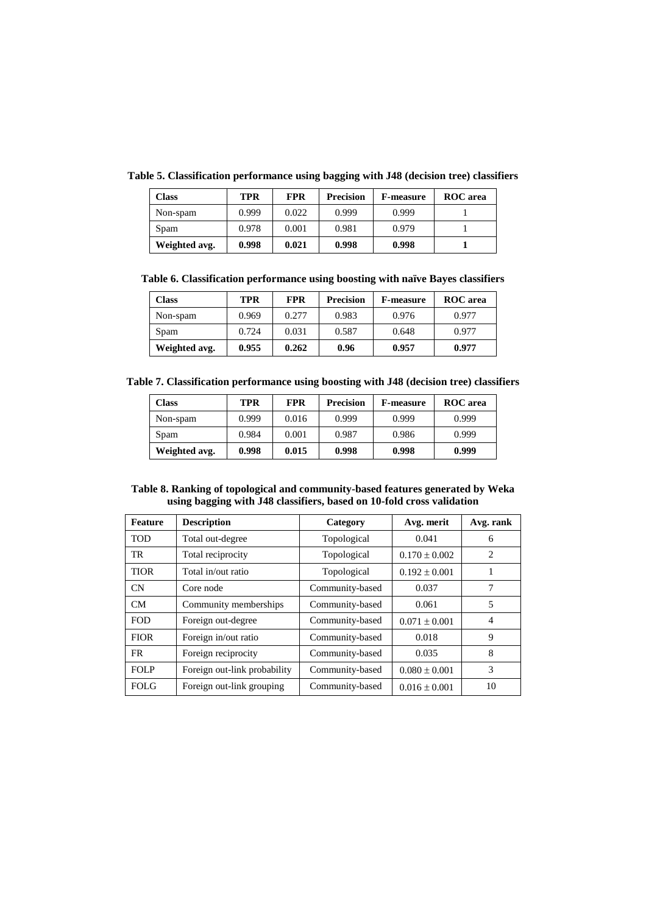**Table 5. Classification performance using bagging with J48 (decision tree) classifiers**

| Class | TPR | FPR | Precision | F-measure | ROC area |
|---|---|---|---|---|---|
| Non-spam | 0.999 | 0.022 | 0.999 | 0.999 | 1 |
| Spam | 0.978 | 0.001 | 0.981 | 0.979 | 1 |
| **Weighted avg.** | **0.998** | **0.021** | **0.998** | **0.998** | **1** |

**Table 6. Classification performance using boosting with naïve Bayes classifiers**

| Class | TPR | FPR | Precision | F-measure | ROC area |
|---|---|---|---|---|---|
| Non-spam | 0.969 | 0.277 | 0.983 | 0.976 | 0.977 |
| Spam | 0.724 | 0.031 | 0.587 | 0.648 | 0.977 |
| **Weighted avg.** | **0.955** | **0.262** | **0.96** | **0.957** | **0.977** |

**Table 7. Classification performance using boosting with J48 (decision tree) classifiers**

| Class | TPR | FPR | Precision | F-measure | ROC area |
|---|---|---|---|---|---|
| Non-spam | 0.999 | 0.016 | 0.999 | 0.999 | 0.999 |
| Spam | 0.984 | 0.001 | 0.987 | 0.986 | 0.999 |
| **Weighted avg.** | **0.998** | **0.015** | **0.998** | **0.998** | **0.999** |

**Table 8. Ranking of topological and community-based features generated by Weka using bagging with J48 classifiers, based on 10-fold cross validation**

| Feature | Description | Category | Avg. merit | Avg. rank |
|---|---|---|---|---|
| TOD | Total out-degree | Topological | 0.041 | 6 |
| TR | Total reciprocity | Topological | $0.170 \pm 0.002$ | 2 |
| TIOR | Total in/out ratio | Topological | $0.192 \pm 0.001$ | 1 |
| CN | Core node | Community-based | 0.037 | 7 |
| CM | Community memberships | Community-based | 0.061 | 5 |
| FOD | Foreign out-degree | Community-based | $0.071 \pm 0.001$ | 4 |
| FIOR | Foreign in/out ratio | Community-based | 0.018 | 9 |
| FR | Foreign reciprocity | Community-based | 0.035 | 8 |
| FOLP | Foreign out-link probability | Community-based | $0.080 \pm 0.001$ | 3 |
| FOLG | Foreign out-link grouping | Community-based | $0.016 \pm 0.001$ | 10 |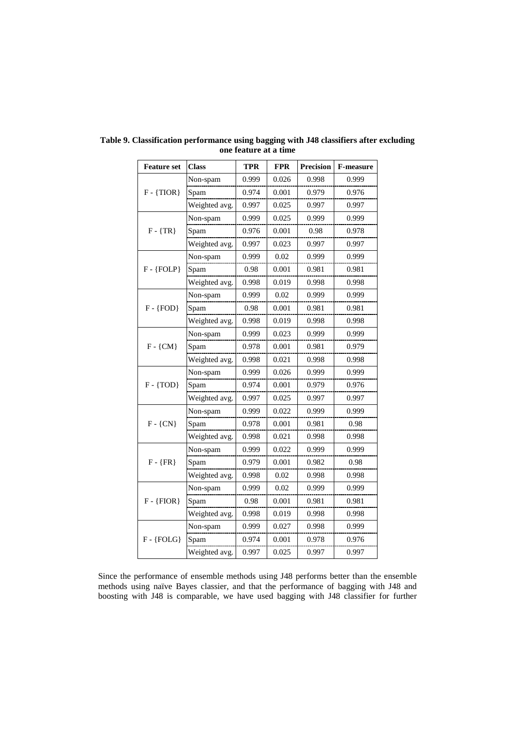**Table 9. Classification performance using bagging with J48 classifiers after excluding one feature at a time**

| Feature set | Class | TPR | FPR | Precision | F-measure |
|---|---|---|---|---|---|
| F - {TIOR} | Non-spam | 0.999 | 0.026 | 0.998 | 0.999 |
| | Spam | 0.974 | 0.001 | 0.979 | 0.976 |
| | Weighted avg. | 0.997 | 0.025 | 0.997 | 0.997 |
| F - {TR} | Non-spam | 0.999 | 0.025 | 0.999 | 0.999 |
| | Spam | 0.976 | 0.001 | 0.98 | 0.978 |
| | Weighted avg. | 0.997 | 0.023 | 0.997 | 0.997 |
| F - {FOLP} | Non-spam | 0.999 | 0.02 | 0.999 | 0.999 |
| | Spam | 0.98 | 0.001 | 0.981 | 0.981 |
| | Weighted avg. | 0.998 | 0.019 | 0.998 | 0.998 |
| F - {FOD} | Non-spam | 0.999 | 0.02 | 0.999 | 0.999 |
| | Spam | 0.98 | 0.001 | 0.981 | 0.981 |
| | Weighted avg. | 0.998 | 0.019 | 0.998 | 0.998 |
| F - {CM} | Non-spam | 0.999 | 0.023 | 0.999 | 0.999 |
| | Spam | 0.978 | 0.001 | 0.981 | 0.979 |
| | Weighted avg. | 0.998 | 0.021 | 0.998 | 0.998 |
| F - {TOD} | Non-spam | 0.999 | 0.026 | 0.999 | 0.999 |
| | Spam | 0.974 | 0.001 | 0.979 | 0.976 |
| | Weighted avg. | 0.997 | 0.025 | 0.997 | 0.997 |
| F - {CN} | Non-spam | 0.999 | 0.022 | 0.999 | 0.999 |
| | Spam | 0.978 | 0.001 | 0.981 | 0.98 |
| | Weighted avg. | 0.998 | 0.021 | 0.998 | 0.998 |
| F - {FR} | Non-spam | 0.999 | 0.022 | 0.999 | 0.999 |
| | Spam | 0.979 | 0.001 | 0.982 | 0.98 |
| | Weighted avg. | 0.998 | 0.02 | 0.998 | 0.998 |
| F - {FIOR} | Non-spam | 0.999 | 0.02 | 0.999 | 0.999 |
| | Spam | 0.98 | 0.001 | 0.981 | 0.981 |
| | Weighted avg. | 0.998 | 0.019 | 0.998 | 0.998 |
| F - {FOLG} | Non-spam | 0.999 | 0.027 | 0.998 | 0.999 |
| | Spam | 0.974 | 0.001 | 0.978 | 0.976 |
| | Weighted avg. | 0.997 | 0.025 | 0.997 | 0.997 |

Since the performance of ensemble methods using J48 performs better than the ensemble methods using naïve Bayes classier, and that the performance of bagging with J48 and boosting with J48 is comparable, we have used bagging with J48 classifier for further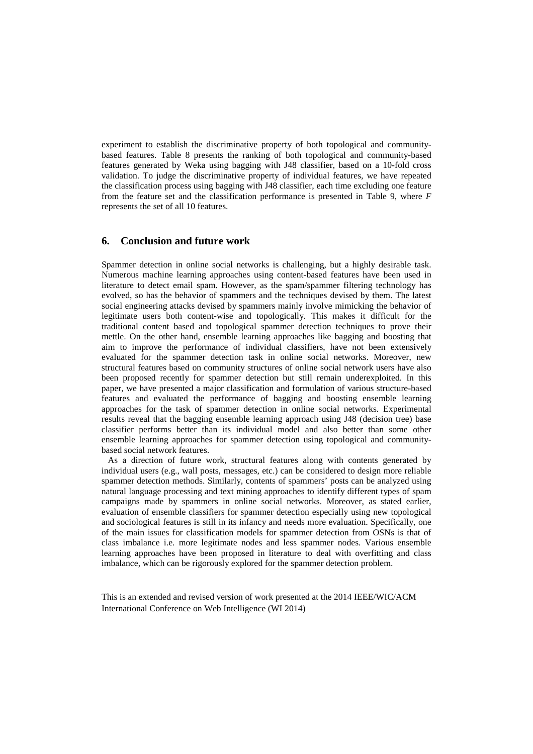experiment to establish the discriminative property of both topological and community-based features. Table 8 presents the ranking of both topological and community-based features generated by Weka using bagging with J48 classifier, based on a 10-fold cross validation. To judge the discriminative property of individual features, we have repeated the classification process using bagging with J48 classifier, each time excluding one feature from the feature set and the classification performance is presented in Table 9, where $F$ represents the set of all 10 features.

## 6. Conclusion and future work

Spammer detection in online social networks is challenging, but a highly desirable task. Numerous machine learning approaches using content-based features have been used in literature to detect email spam. However, as the spam/spammer filtering technology has evolved, so has the behavior of spammers and the techniques devised by them. The latest social engineering attacks devised by spammers mainly involve mimicking the behavior of legitimate users both content-wise and topologically. This makes it difficult for the traditional content based and topological spammer detection techniques to prove their mettle. On the other hand, ensemble learning approaches like bagging and boosting that aim to improve the performance of individual classifiers, have not been extensively evaluated for the spammer detection task in online social networks. Moreover, new structural features based on community structures of online social network users have also been proposed recently for spammer detection but still remain underexploited. In this paper, we have presented a major classification and formulation of various structure-based features and evaluated the performance of bagging and boosting ensemble learning approaches for the task of spammer detection in online social networks. Experimental results reveal that the bagging ensemble learning approach using J48 (decision tree) base classifier performs better than its individual model and also better than some other ensemble learning approaches for spammer detection using topological and community-based social network features.

As a direction of future work, structural features along with contents generated by individual users (e.g., wall posts, messages, etc.) can be considered to design more reliable spammer detection methods. Similarly, contents of spammers' posts can be analyzed using natural language processing and text mining approaches to identify different types of spam campaigns made by spammers in online social networks. Moreover, as stated earlier, evaluation of ensemble classifiers for spammer detection especially using new topological and sociological features is still in its infancy and needs more evaluation. Specifically, one of the main issues for classification models for spammer detection from OSNs is that of class imbalance i.e. more legitimate nodes and less spammer nodes. Various ensemble learning approaches have been proposed in literature to deal with overfitting and class imbalance, which can be rigorously explored for the spammer detection problem.

This is an extended and revised version of work presented at the 2014 IEEE/WIC/ACM International Conference on Web Intelligence (WI 2014)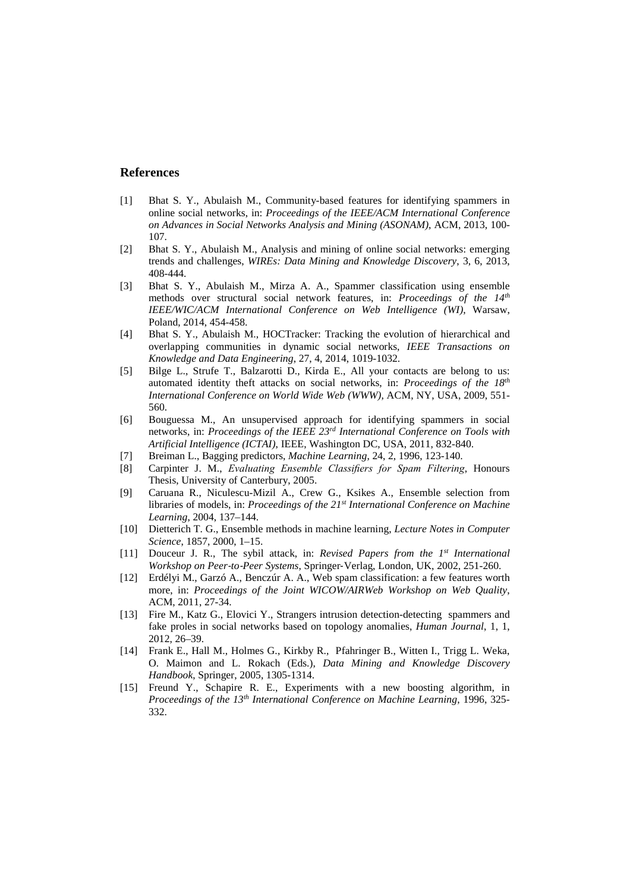## References

[1] Bhat S. Y., Abulaish M., Community-based features for identifying spammers in online social networks, in: *Proceedings of the IEEE/ACM International Conference on Advances in Social Networks Analysis and Mining (ASONAM)*, ACM, 2013, 100-107.

[2] Bhat S. Y., Abulaish M., Analysis and mining of online social networks: emerging trends and challenges, *WIREs: Data Mining and Knowledge Discovery*, 3, 6, 2013, 408-444.

[3] Bhat S. Y., Abulaish M., Mirza A. A., Spammer classification using ensemble methods over structural social network features, in: *Proceedings of the 14th IEEE/WIC/ACM International Conference on Web Intelligence (WI)*, Warsaw, Poland, 2014, 454-458.

[4] Bhat S. Y., Abulaish M., HOCTracker: Tracking the evolution of hierarchical and overlapping communities in dynamic social networks, *IEEE Transactions on Knowledge and Data Engineering*, 27, 4, 2014, 1019-1032.

[5] Bilge L., Strufe T., Balzarotti D., Kirda E., All your contacts are belong to us: automated identity theft attacks on social networks, in: *Proceedings of the 18th International Conference on World Wide Web (WWW)*, ACM, NY, USA, 2009, 551-560.

[6] Bouguessa M., An unsupervised approach for identifying spammers in social networks, in: *Proceedings of the IEEE 23rd International Conference on Tools with Artificial Intelligence (ICTAI)*, IEEE, Washington DC, USA, 2011, 832-840.

[7] Breiman L., Bagging predictors, *Machine Learning*, 24, 2, 1996, 123-140.

[8] Carpinter J. M., *Evaluating Ensemble Classifiers for Spam Filtering*, Honours Thesis, University of Canterbury, 2005.

[9] Caruana R., Niculescu-Mizil A., Crew G., Ksikes A., Ensemble selection from libraries of models, in: *Proceedings of the 21st International Conference on Machine Learning*, 2004, 137–144.

[10] Dietterich T. G., Ensemble methods in machine learning, *Lecture Notes in Computer Science*, 1857, 2000, 1–15.

[11] Douceur J. R., The sybil attack, in: *Revised Papers from the 1st International Workshop on Peer-to-Peer Systems*, Springer-Verlag, London, UK, 2002, 251-260.

[12] Erdélyi M., Garzó A., Benczúr A. A., Web spam classification: a few features worth more, in: *Proceedings of the Joint WICOW/AIRWeb Workshop on Web Quality*, ACM, 2011, 27-34.

[13] Fire M., Katz G., Elovici Y., Strangers intrusion detection-detecting spammers and fake proles in social networks based on topology anomalies, *Human Journal*, 1, 1, 2012, 26–39.

[14] Frank E., Hall M., Holmes G., Kirkby R., Pfahringer B., Witten I., Trigg L. Weka, O. Maimon and L. Rokach (Eds.), *Data Mining and Knowledge Discovery Handbook*, Springer, 2005, 1305-1314.

[15] Freund Y., Schapire R. E., Experiments with a new boosting algorithm, in *Proceedings of the 13th International Conference on Machine Learning*, 1996, 325-332.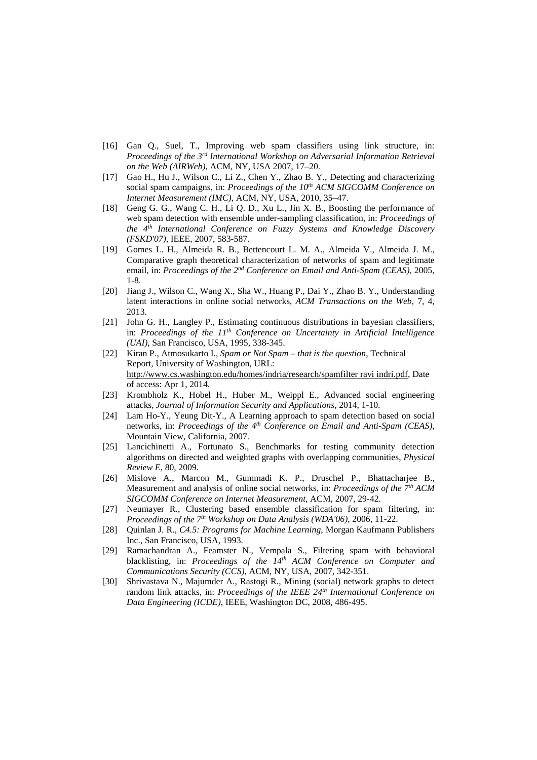- [16] Gan Q., Suel, T., Improving web spam classifiers using link structure, in: *Proceedings of the 3rd International Workshop on Adversarial Information Retrieval on the Web (AIRWeb)*, ACM, NY, USA 2007, 17–20.
- [17] Gao H., Hu J., Wilson C., Li Z., Chen Y., Zhao B. Y., Detecting and characterizing social spam campaigns, in: *Proceedings of the 10th ACM SIGCOMM Conference on Internet Measurement (IMC)*, ACM, NY, USA, 2010, 35–47.
- [18] Geng G. G., Wang C. H., Li Q. D., Xu L., Jin X. B., Boosting the performance of web spam detection with ensemble under-sampling classification, in: *Proceedings of the 4th International Conference on Fuzzy Systems and Knowledge Discovery (FSKD'07)*, IEEE, 2007, 583-587.
- [19] Gomes L. H., Almeida R. B., Bettencourt L. M. A., Almeida V., Almeida J. M., Comparative graph theoretical characterization of networks of spam and legitimate email, in: *Proceedings of the 2nd Conference on Email and Anti-Spam (CEAS)*, 2005, 1-8.
- [20] Jiang J., Wilson C., Wang X., Sha W., Huang P., Dai Y., Zhao B. Y., Understanding latent interactions in online social networks, *ACM Transactions on the Web*, 7, 4, 2013.
- [21] John G. H., Langley P., Estimating continuous distributions in bayesian classifiers, in: *Proceedings of the 11th Conference on Uncertainty in Artificial Intelligence (UAI)*, San Francisco, USA, 1995, 338-345.
- [22] Kiran P., Atmosukarto I., *Spam or Not Spam – that is the question*, Technical Report, University of Washington, URL: http://www.cs.washington.edu/homes/indria/research/spamfilter ravi indri.pdf, Date of access: Apr 1, 2014.
- [23] Krombholz K., Hobel H., Huber M., Weippl E., Advanced social engineering attacks, *Journal of Information Security and Applications*, 2014, 1-10.
- [24] Lam Ho-Y., Yeung Dit-Y., A Learning approach to spam detection based on social networks, in: *Proceedings of the 4th Conference on Email and Anti-Spam (CEAS)*, Mountain View, California, 2007.
- [25] Lancichinetti A., Fortunato S., Benchmarks for testing community detection algorithms on directed and weighted graphs with overlapping communities, *Physical Review E*, 80, 2009.
- [26] Mislove A., Marcon M., Gummadi K. P., Druschel P., Bhattacharjee B., Measurement and analysis of online social networks, in: *Proceedings of the 7th ACM SIGCOMM Conference on Internet Measurement*, ACM, 2007, 29-42.
- [27] Neumayer R., Clustering based ensemble classification for spam filtering, in: *Proceedings of the 7th Workshop on Data Analysis (WDA'06)*, 2006, 11-22.
- [28] Quinlan J. R., *C4.5: Programs for Machine Learning*, Morgan Kaufmann Publishers Inc., San Francisco, USA, 1993.
- [29] Ramachandran A., Feamster N., Vempala S., Filtering spam with behavioral blacklisting, in: *Proceedings of the 14th ACM Conference on Computer and Communications Security (CCS)*, ACM, NY, USA, 2007, 342-351.
- [30] Shrivastava N., Majumder A., Rastogi R., Mining (social) network graphs to detect random link attacks, in: *Proceedings of the IEEE 24th International Conference on Data Engineering (ICDE)*, IEEE, Washington DC, 2008, 486-495.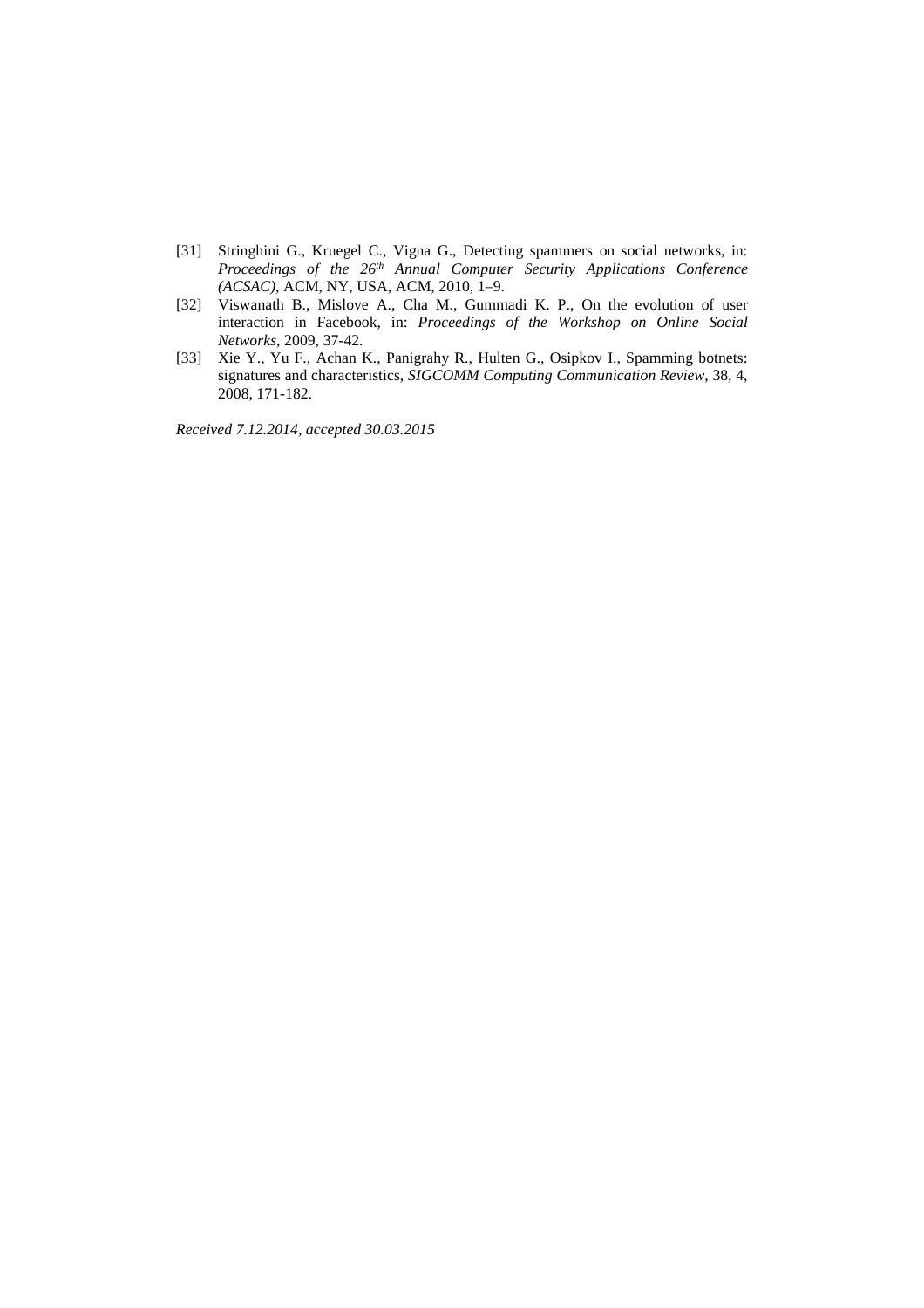[31] Stringhini G., Kruegel C., Vigna G., Detecting spammers on social networks, in: *Proceedings of the 26th Annual Computer Security Applications Conference (ACSAC)*, ACM, NY, USA, ACM, 2010, 1–9.

[32] Viswanath B., Mislove A., Cha M., Gummadi K. P., On the evolution of user interaction in Facebook, in: *Proceedings of the Workshop on Online Social Networks*, 2009, 37-42.

[33] Xie Y., Yu F., Achan K., Panigrahy R., Hulten G., Osipkov I., Spamming botnets: signatures and characteristics, *SIGCOMM Computing Communication Review*, 38, 4, 2008, 171-182.

*Received 7.12.2014, accepted 30.03.2015*